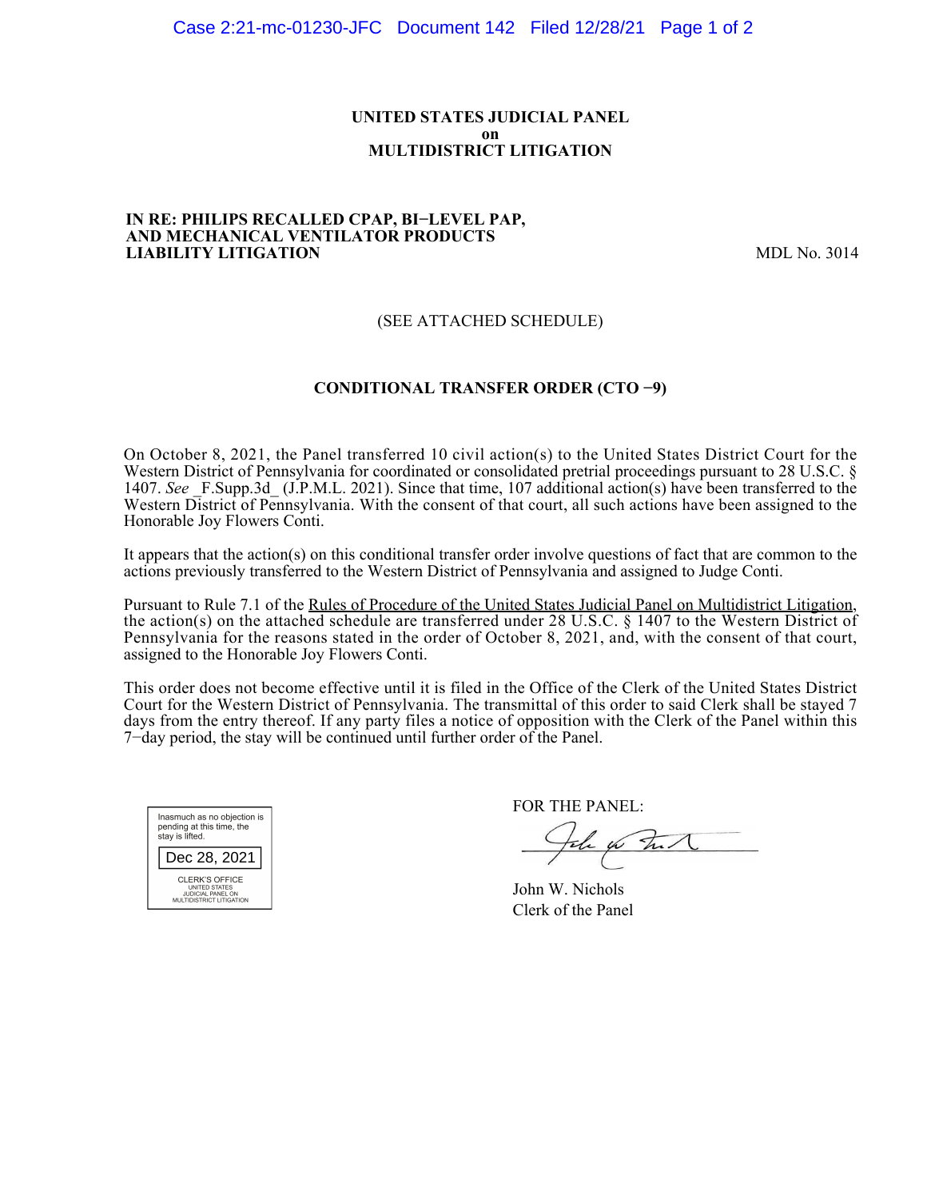**UNITED STATES JUDICIAL PANEL**
**on**
**MULTIDISTRICT LITIGATION**

**IN RE: PHILIPS RECALLED CPAP, BI−LEVEL PAP, AND MECHANICAL VENTILATOR PRODUCTS LIABILITY LITIGATION** MDL No. 3014

(SEE ATTACHED SCHEDULE)

**CONDITIONAL TRANSFER ORDER (CTO −9)**

On October 8, 2021, the Panel transferred 10 civil action(s) to the United States District Court for the Western District of Pennsylvania for coordinated or consolidated pretrial proceedings pursuant to 28 U.S.C. § 1407. *See* _F.Supp.3d_ (J.P.M.L. 2021). Since that time, 107 additional action(s) have been transferred to the Western District of Pennsylvania. With the consent of that court, all such actions have been assigned to the Honorable Joy Flowers Conti.

It appears that the action(s) on this conditional transfer order involve questions of fact that are common to the actions previously transferred to the Western District of Pennsylvania and assigned to Judge Conti.

Pursuant to Rule 7.1 of the Rules of Procedure of the United States Judicial Panel on Multidistrict Litigation, the action(s) on the attached schedule are transferred under 28 U.S.C. § 1407 to the Western District of Pennsylvania for the reasons stated in the order of October 8, 2021, and, with the consent of that court, assigned to the Honorable Joy Flowers Conti.

This order does not become effective until it is filed in the Office of the Clerk of the United States District Court for the Western District of Pennsylvania. The transmittal of this order to said Clerk shall be stayed 7 days from the entry thereof. If any party files a notice of opposition with the Clerk of the Panel within this 7−day period, the stay will be continued until further order of the Panel.

Inasmuch as no objection is pending at this time, the stay is lifted.

Dec 28, 2021

CLERK'S OFFICE
UNITED STATES
JUDICIAL PANEL ON
MULTIDISTRICT LITIGATION

FOR THE PANEL:

John W. Nichols
Clerk of the Panel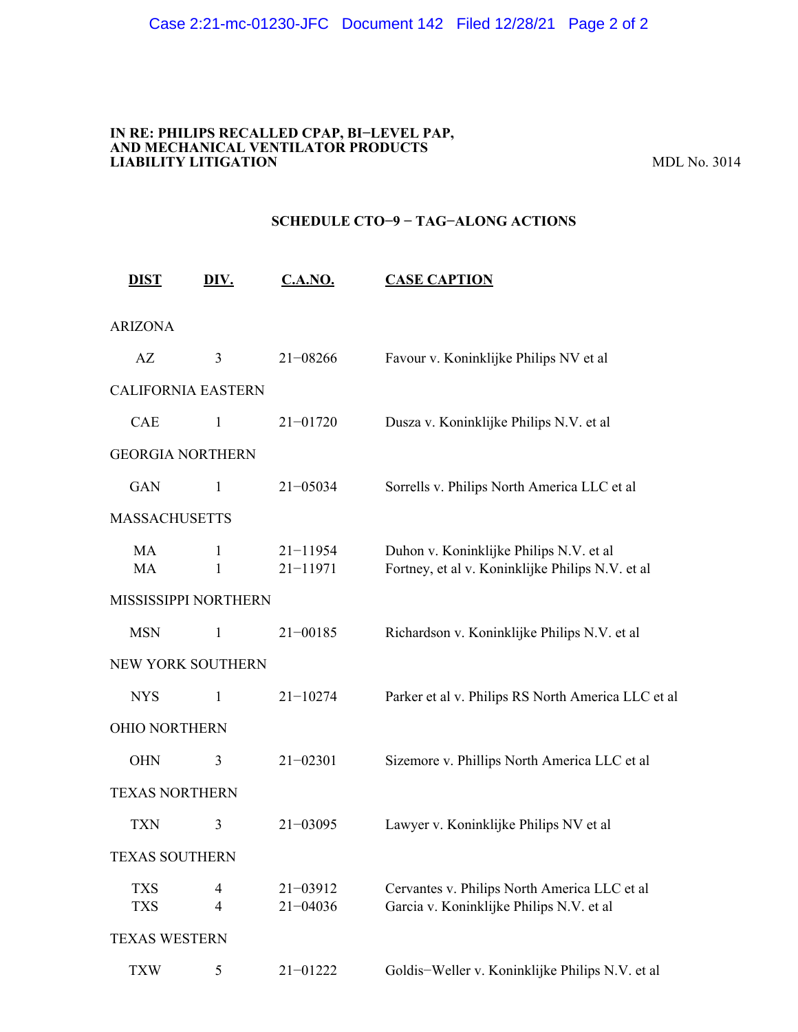**IN RE: PHILIPS RECALLED CPAP, BI−LEVEL PAP, AND MECHANICAL VENTILATOR PRODUCTS LIABILITY LITIGATION**

MDL No. 3014

## SCHEDULE CTO−9 − TAG−ALONG ACTIONS

| DIST | DIV. | C.A.NO. | CASE CAPTION |
|---|---|---|---|
| ARIZONA | | | |
| AZ | 3 | 21−08266 | Favour v. Koninklijke Philips NV et al |
| CALIFORNIA EASTERN | | | |
| CAE | 1 | 21−01720 | Dusza v. Koninklijke Philips N.V. et al |
| GEORGIA NORTHERN | | | |
| GAN | 1 | 21−05034 | Sorrells v. Philips North America LLC et al |
| MASSACHUSETTS | | | |
| MA | 1 | 21−11954 | Duhon v. Koninklijke Philips N.V. et al |
| MA | 1 | 21−11971 | Fortney, et al v. Koninklijke Philips N.V. et al |
| MISSISSIPPI NORTHERN | | | |
| MSN | 1 | 21−00185 | Richardson v. Koninklijke Philips N.V. et al |
| NEW YORK SOUTHERN | | | |
| NYS | 1 | 21−10274 | Parker et al v. Philips RS North America LLC et al |
| OHIO NORTHERN | | | |
| OHN | 3 | 21−02301 | Sizemore v. Phillips North America LLC et al |
| TEXAS NORTHERN | | | |
| TXN | 3 | 21−03095 | Lawyer v. Koninklijke Philips NV et al |
| TEXAS SOUTHERN | | | |
| TXS | 4 | 21−03912 | Cervantes v. Philips North America LLC et al |
| TXS | 4 | 21−04036 | Garcia v. Koninklijke Philips N.V. et al |
| TEXAS WESTERN | | | |
| TXW | 5 | 21−01222 | Goldis−Weller v. Koninklijke Philips N.V. et al |